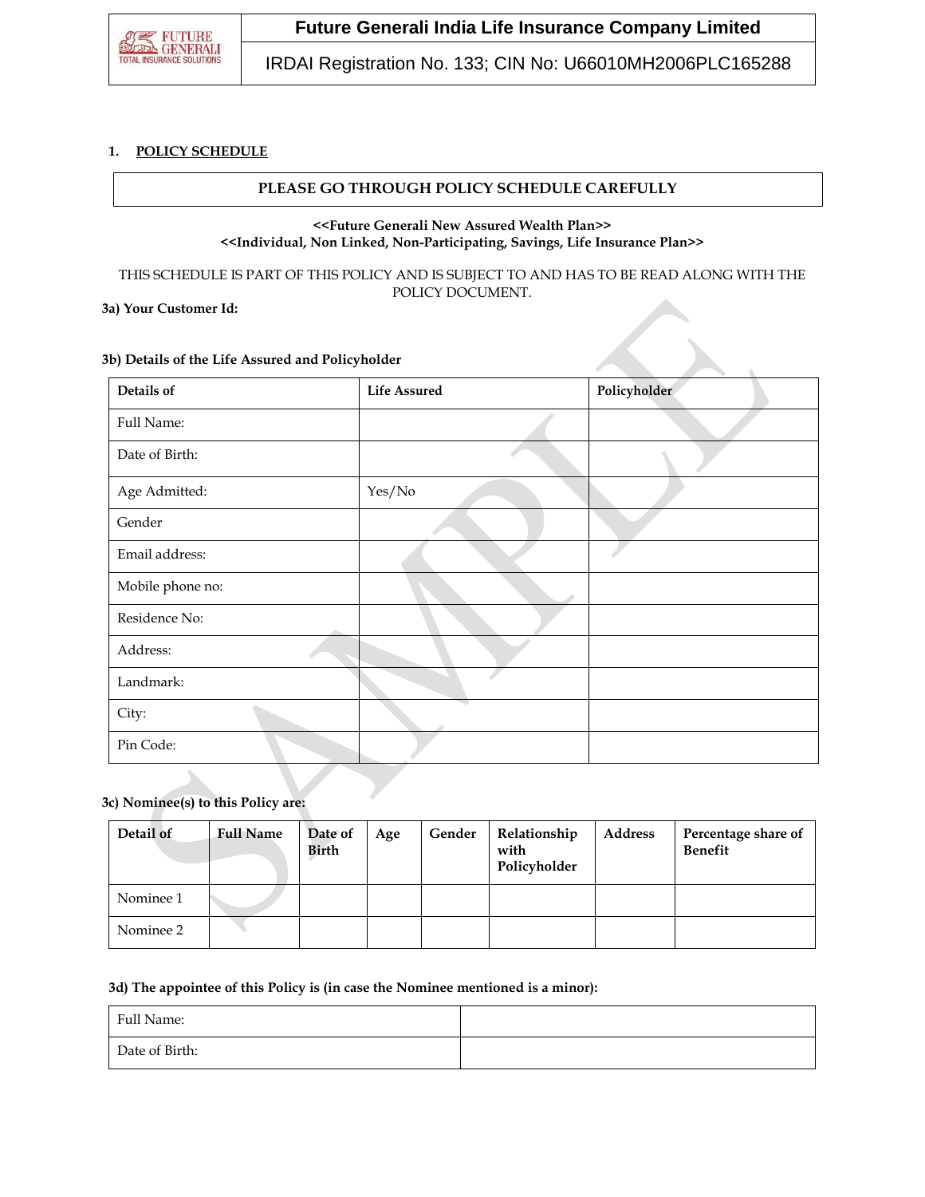**Future Generali India Life Insurance Company Limited**

IRDAI Registration No. 133; CIN No: U66010MH2006PLC165288

## 1. POLICY SCHEDULE

**PLEASE GO THROUGH POLICY SCHEDULE CAREFULLY**

**<<Future Generali New Assured Wealth Plan>>**
**<<Individual, Non Linked, Non-Participating, Savings, Life Insurance Plan>>**

THIS SCHEDULE IS PART OF THIS POLICY AND IS SUBJECT TO AND HAS TO BE READ ALONG WITH THE POLICY DOCUMENT.

**3a) Your Customer Id:**

**3b) Details of the Life Assured and Policyholder**

| Details of | Life Assured | Policyholder |
|---|---|---|
| Full Name: | | |
| Date of Birth: | | |
| Age Admitted: | Yes/No | |
| Gender | | |
| Email address: | | |
| Mobile phone no: | | |
| Residence No: | | |
| Address: | | |
| Landmark: | | |
| City: | | |
| Pin Code: | | |

**3c) Nominee(s) to this Policy are:**

| Detail of | Full Name | Date of Birth | Age | Gender | Relationship with Policyholder | Address | Percentage share of Benefit |
|---|---|---|---|---|---|---|---|
| Nominee 1 | | | | | | | |
| Nominee 2 | | | | | | | |

**3d) The appointee of this Policy is (in case the Nominee mentioned is a minor):**

| | |
|---|---|
| Full Name: | |
| Date of Birth: | |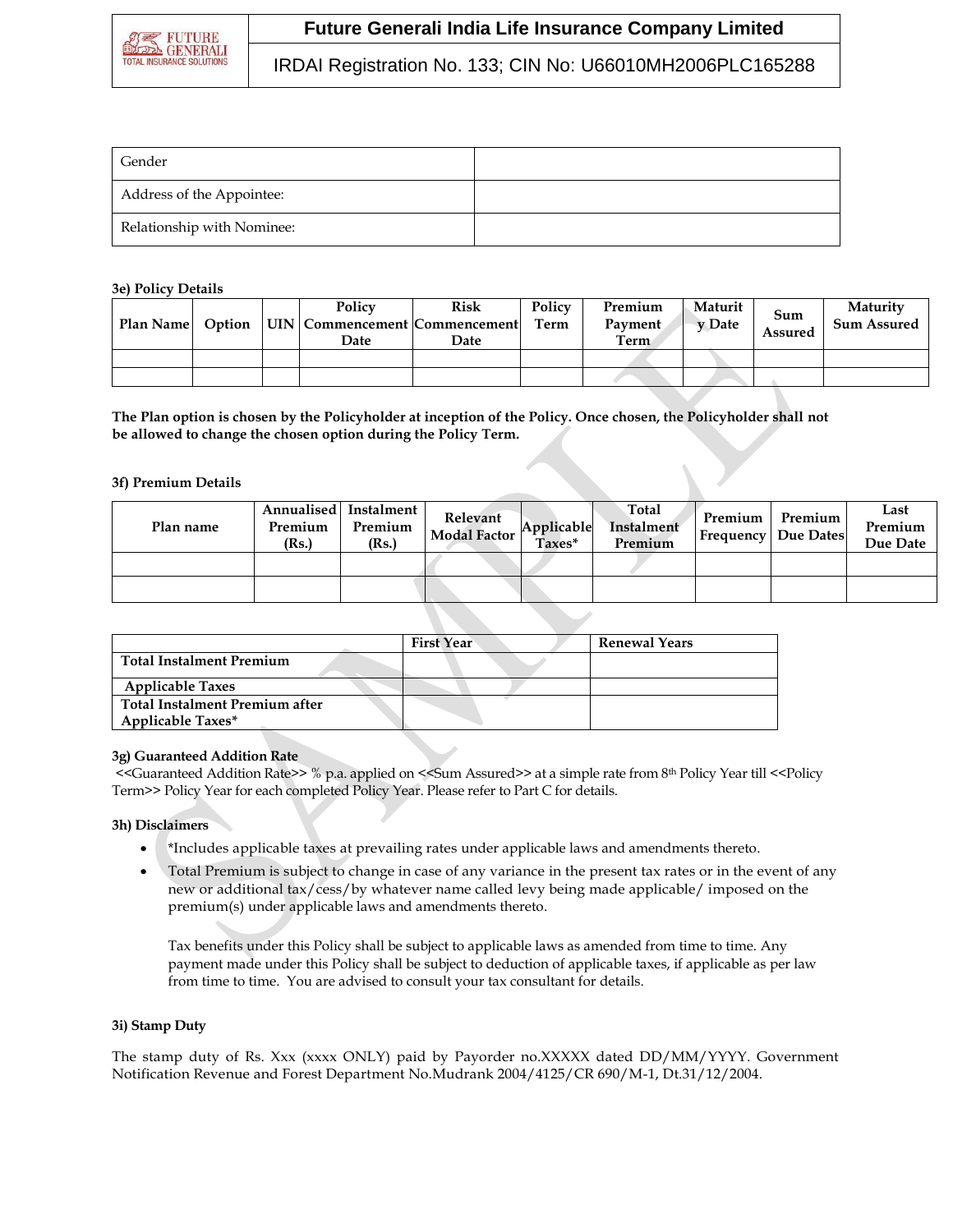| Gender | |
|---|---|
| Address of the Appointee: | |
| Relationship with Nominee: | |

**3e) Policy Details**

| Plan Name | Option | UIN | Policy Commencement Date | Risk Commencement Date | Policy Term | Premium Payment Term | Maturity Date | Sum Assured | Maturity Sum Assured |
|---|---|---|---|---|---|---|---|---|---|
| | | | | | | | | | |
| | | | | | | | | | |

**The Plan option is chosen by the Policyholder at inception of the Policy. Once chosen, the Policyholder shall not be allowed to change the chosen option during the Policy Term.**

**3f) Premium Details**

| Plan name | Annualised Premium (Rs.) | Instalment Premium (Rs.) | Relevant Modal Factor | Applicable Taxes* | Total Instalment Premium | Premium Frequency | Premium Due Dates | Last Premium Due Date |
|---|---|---|---|---|---|---|---|---|
| | | | | | | | | |
| | | | | | | | | |

| | First Year | Renewal Years |
|---|---|---|
| **Total Instalment Premium** | | |
| **Applicable Taxes** | | |
| **Total Instalment Premium after Applicable Taxes*** | | |

**3g) Guaranteed Addition Rate**

<<Guaranteed Addition Rate>> % p.a. applied on <<Sum Assured>> at a simple rate from 8th Policy Year till <<Policy Term>> Policy Year for each completed Policy Year. Please refer to Part C for details.

**3h) Disclaimers**

- *Includes applicable taxes at prevailing rates under applicable laws and amendments thereto.
- Total Premium is subject to change in case of any variance in the present tax rates or in the event of any new or additional tax/cess/by whatever name called levy being made applicable/ imposed on the premium(s) under applicable laws and amendments thereto.

  Tax benefits under this Policy shall be subject to applicable laws as amended from time to time. Any payment made under this Policy shall be subject to deduction of applicable taxes, if applicable as per law from time to time. You are advised to consult your tax consultant for details.

**3i) Stamp Duty**

The stamp duty of Rs. Xxx (xxxx ONLY) paid by Payorder no.XXXXX dated DD/MM/YYYY. Government Notification Revenue and Forest Department No.Mudrank 2004/4125/CR 690/M-1, Dt.31/12/2004.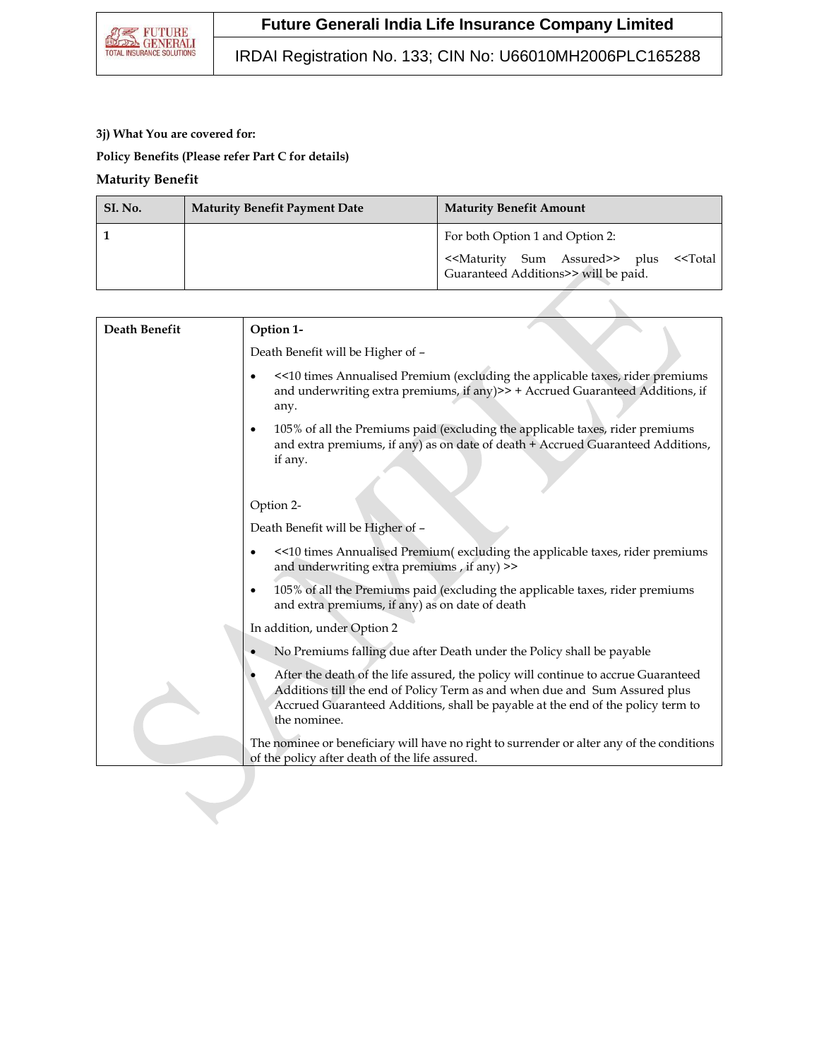**3j) What You are covered for:**

**Policy Benefits (Please refer Part C for details)**

### Maturity Benefit

| SI. No. | Maturity Benefit Payment Date | Maturity Benefit Amount |
|---|---|---|
| 1 | | For both Option 1 and Option 2:<br><<Maturity Sum Assured>> plus <<Total Guaranteed Additions>> will be paid. |

| Death Benefit | **Option 1-**<br>Death Benefit will be Higher of –<br>• <<10 times Annualised Premium (excluding the applicable taxes, rider premiums and underwriting extra premiums, if any)>> + Accrued Guaranteed Additions, if any.<br>• 105% of all the Premiums paid (excluding the applicable taxes, rider premiums and extra premiums, if any) as on date of death + Accrued Guaranteed Additions, if any.<br><br>Option 2-<br>Death Benefit will be Higher of –<br>• <<10 times Annualised Premium( excluding the applicable taxes, rider premiums and underwriting extra premiums , if any) >><br>• 105% of all the Premiums paid (excluding the applicable taxes, rider premiums and extra premiums, if any) as on date of death<br>In addition, under Option 2<br>• No Premiums falling due after Death under the Policy shall be payable<br>• After the death of the life assured, the policy will continue to accrue Guaranteed Additions till the end of Policy Term as and when due and Sum Assured plus Accrued Guaranteed Additions, shall be payable at the end of the policy term to the nominee.<br>The nominee or beneficiary will have no right to surrender or alter any of the conditions of the policy after death of the life assured. |
|---|---|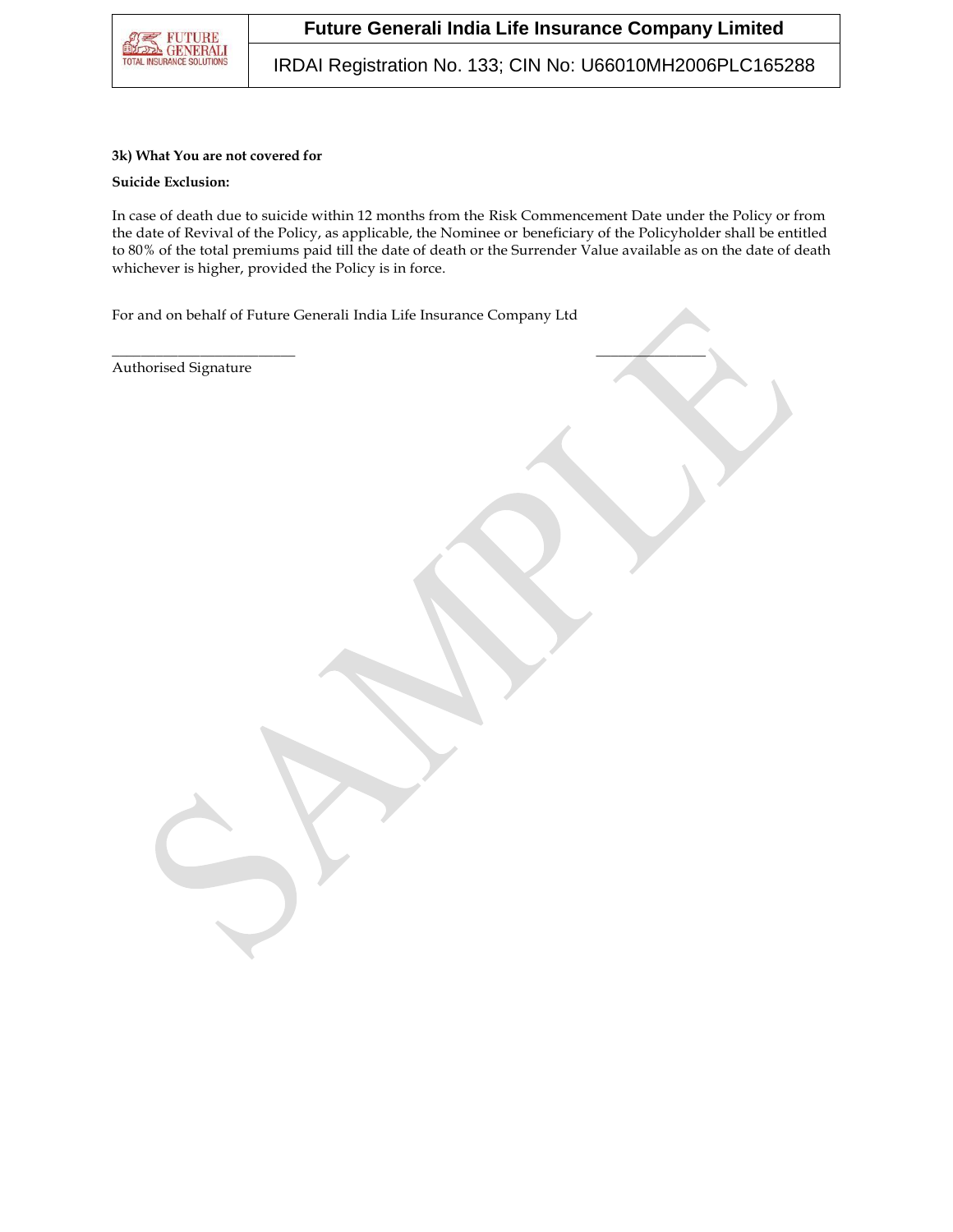**3k) What You are not covered for**

**Suicide Exclusion:**

In case of death due to suicide within 12 months from the Risk Commencement Date under the Policy or from the date of Revival of the Policy, as applicable, the Nominee or beneficiary of the Policyholder shall be entitled to 80% of the total premiums paid till the date of death or the Surrender Value available as on the date of death whichever is higher, provided the Policy is in force.

For and on behalf of Future Generali India Life Insurance Company Ltd

_________________________                                        _______________

Authorised Signature